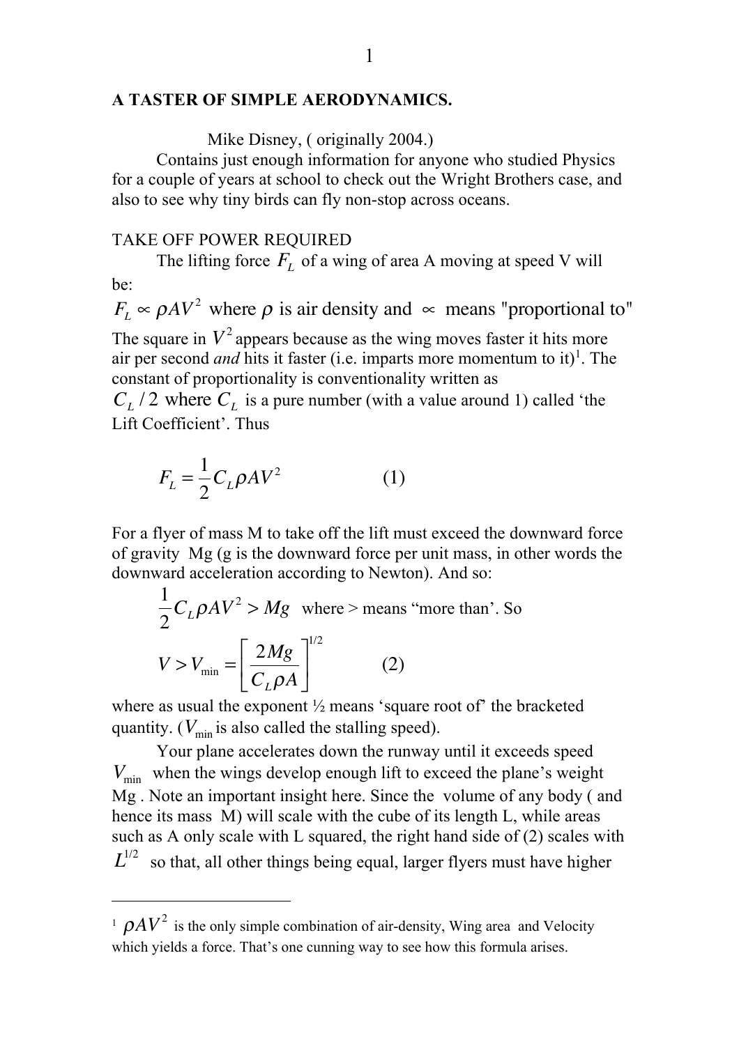**A TASTER OF SIMPLE AERODYNAMICS.**

Mike Disney, ( originally 2004.)

Contains just enough information for anyone who studied Physics for a couple of years at school to check out the Wright Brothers case, and also to see why tiny birds can fly non-stop across oceans.

TAKE OFF POWER REQUIRED

The lifting force $F_L$ of a wing of area A moving at speed V will be:

$F_L \propto \rho A V^2$ where $\rho$ is air density and $\propto$ means "proportional to"

The square in $V^2$ appears because as the wing moves faster it hits more air per second *and* hits it faster (i.e. imparts more momentum to it)[1]. The constant of proportionality is conventionality written as $C_L / 2$ where $C_L$ is a pure number (with a value around 1) called 'the Lift Coefficient'. Thus

$$F_L = \frac{1}{2} C_L \rho A V^2 \qquad (1)$$

For a flyer of mass M to take off the lift must exceed the downward force of gravity Mg (g is the downward force per unit mass, in other words the downward acceleration according to Newton). And so:

$\frac{1}{2} C_L \rho A V^2 > Mg$ where > means "more than'. So

$$V > V_{\min} = \left[ \frac{2Mg}{C_L \rho A} \right]^{1/2} \qquad (2)$$

where as usual the exponent ½ means 'square root of' the bracketed quantity. ($V_{\min}$ is also called the stalling speed).

Your plane accelerates down the runway until it exceeds speed $V_{\min}$ when the wings develop enough lift to exceed the plane's weight Mg . Note an important insight here. Since the volume of any body ( and hence its mass M) will scale with the cube of its length L, while areas such as A only scale with L squared, the right hand side of (2) scales with $L^{1/2}$ so that, all other things being equal, larger flyers must have higher

---

[1] $\rho A V^2$ is the only simple combination of air-density, Wing area and Velocity which yields a force. That's one cunning way to see how this formula arises.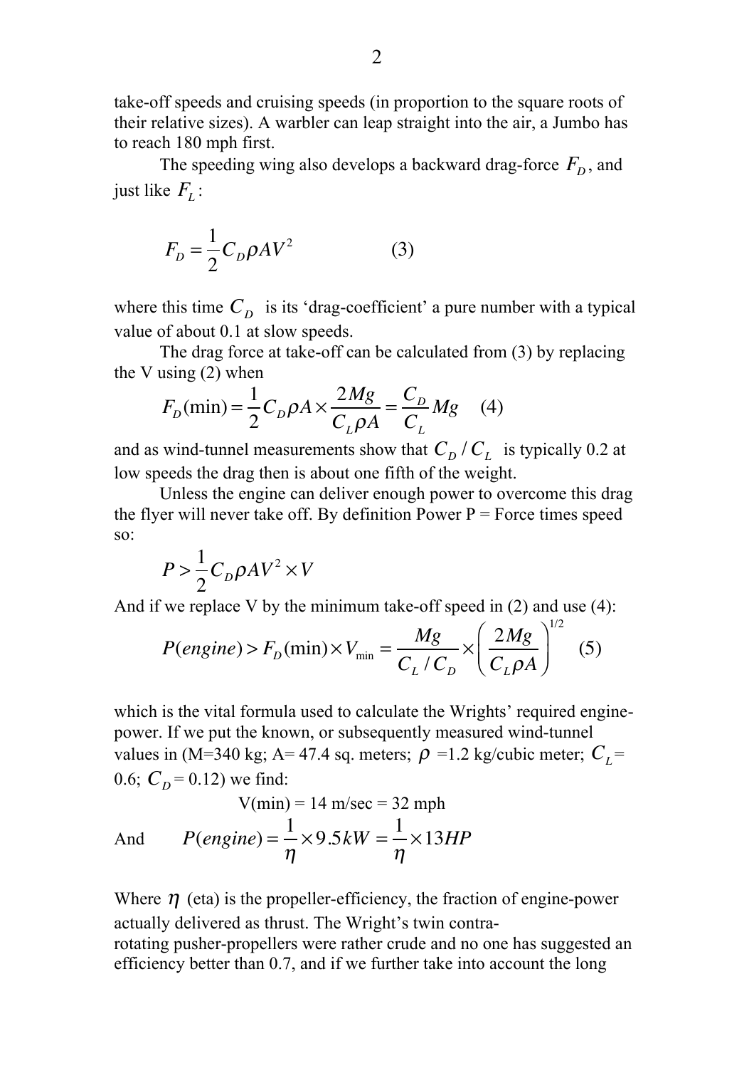take-off speeds and cruising speeds (in proportion to the square roots of their relative sizes). A warbler can leap straight into the air, a Jumbo has to reach 180 mph first.

The speeding wing also develops a backward drag-force $F_D$, and just like $F_L$:

$$F_D = \frac{1}{2} C_D \rho A V^2 \qquad (3)$$

where this time $C_D$ is its 'drag-coefficient' a pure number with a typical value of about 0.1 at slow speeds.

The drag force at take-off can be calculated from (3) by replacing the V using (2) when

$$F_D(\min) = \frac{1}{2} C_D \rho A \times \frac{2Mg}{C_L \rho A} = \frac{C_D}{C_L} Mg \qquad (4)$$

and as wind-tunnel measurements show that $C_D / C_L$ is typically 0.2 at low speeds the drag then is about one fifth of the weight.

Unless the engine can deliver enough power to overcome this drag the flyer will never take off. By definition Power P = Force times speed so:

$$P > \frac{1}{2} C_D \rho A V^2 \times V$$

And if we replace V by the minimum take-off speed in (2) and use (4):

$$P(engine) > F_D(\min) \times V_{\min} = \frac{Mg}{C_L / C_D} \times \left( \frac{2Mg}{C_L \rho A} \right)^{1/2} \qquad (5)$$

which is the vital formula used to calculate the Wrights' required engine-power. If we put the known, or subsequently measured wind-tunnel values in (M=340 kg; A= 47.4 sq. meters; $\rho$ =1.2 kg/cubic meter; $C_L$= 0.6; $C_D$= 0.12) we find:

V(min) = 14 m/sec = 32 mph

And $\quad P(engine) = \frac{1}{\eta} \times 9.5kW = \frac{1}{\eta} \times 13HP$

Where $\eta$ (eta) is the propeller-efficiency, the fraction of engine-power actually delivered as thrust. The Wright's twin contra-rotating pusher-propellers were rather crude and no one has suggested an efficiency better than 0.7, and if we further take into account the long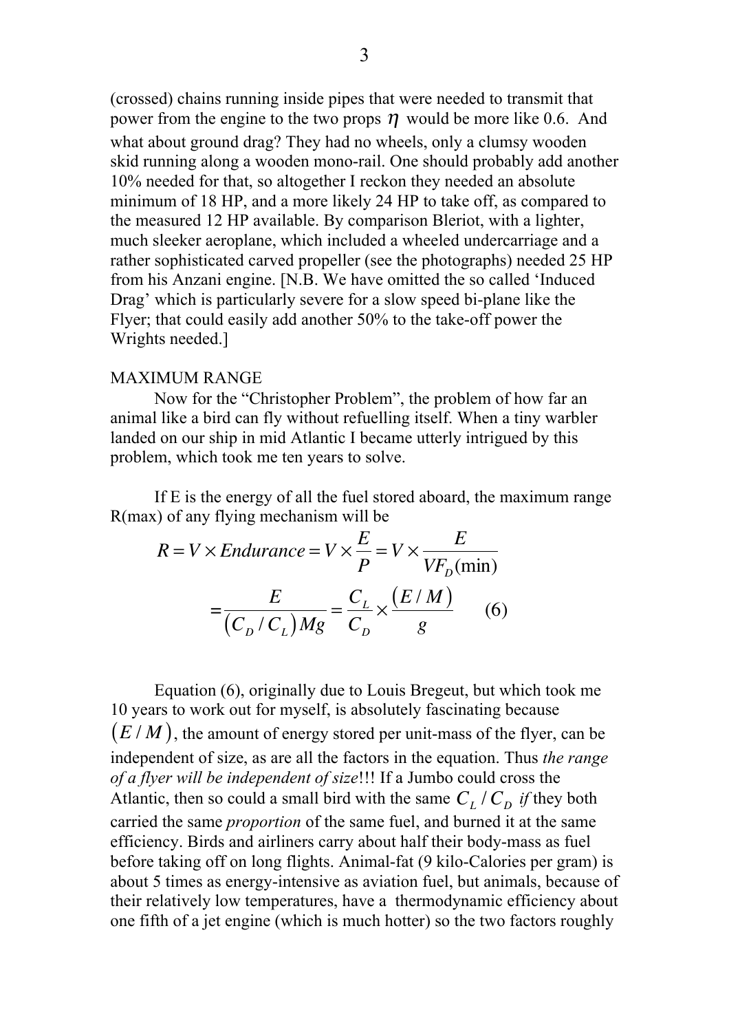(crossed) chains running inside pipes that were needed to transmit that power from the engine to the two props $\eta$ would be more like 0.6. And what about ground drag? They had no wheels, only a clumsy wooden skid running along a wooden mono-rail. One should probably add another 10% needed for that, so altogether I reckon they needed an absolute minimum of 18 HP, and a more likely 24 HP to take off, as compared to the measured 12 HP available. By comparison Bleriot, with a lighter, much sleeker aeroplane, which included a wheeled undercarriage and a rather sophisticated carved propeller (see the photographs) needed 25 HP from his Anzani engine. [N.B. We have omitted the so called 'Induced Drag' which is particularly severe for a slow speed bi-plane like the Flyer; that could easily add another 50% to the take-off power the Wrights needed.]

MAXIMUM RANGE

Now for the "Christopher Problem", the problem of how far an animal like a bird can fly without refuelling itself. When a tiny warbler landed on our ship in mid Atlantic I became utterly intrigued by this problem, which took me ten years to solve.

If E is the energy of all the fuel stored aboard, the maximum range R(max) of any flying mechanism will be

$$R = V \times Endurance = V \times \frac{E}{P} = V \times \frac{E}{VF_D(\min)}$$

$$= \frac{E}{\left(C_D / C_L\right)Mg} = \frac{C_L}{C_D} \times \frac{\left(E/M\right)}{g} \qquad (6)$$

Equation (6), originally due to Louis Bregeut, but which took me 10 years to work out for myself, is absolutely fascinating because $\left(E/M\right)$, the amount of energy stored per unit-mass of the flyer, can be independent of size, as are all the factors in the equation. Thus *the range of a flyer will be independent of size*!!! If a Jumbo could cross the Atlantic, then so could a small bird with the same $C_L / C_D$ *if* they both carried the same *proportion* of the same fuel, and burned it at the same efficiency. Birds and airliners carry about half their body-mass as fuel before taking off on long flights. Animal-fat (9 kilo-Calories per gram) is about 5 times as energy-intensive as aviation fuel, but animals, because of their relatively low temperatures, have a thermodynamic efficiency about one fifth of a jet engine (which is much hotter) so the two factors roughly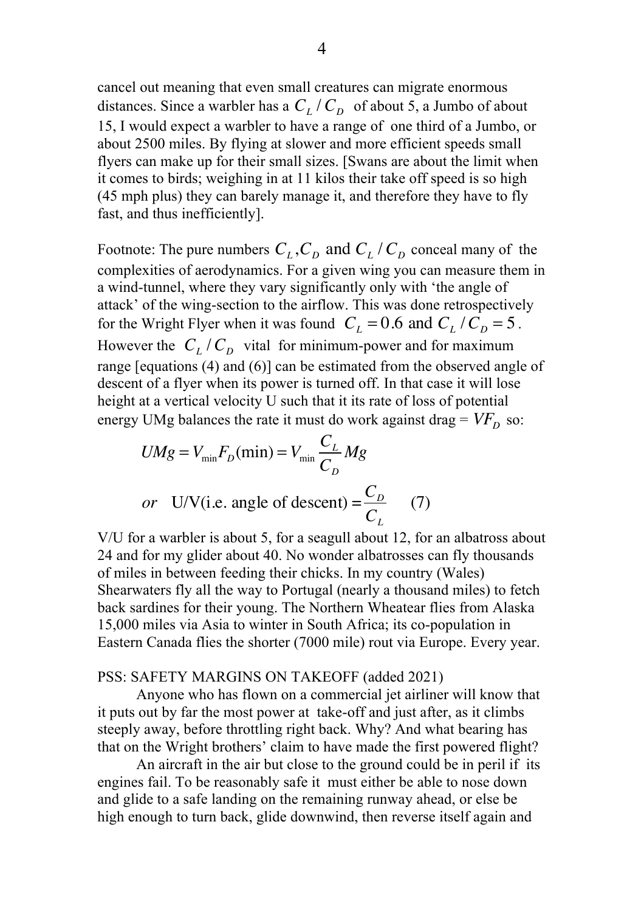cancel out meaning that even small creatures can migrate enormous distances. Since a warbler has a $C_L / C_D$ of about 5, a Jumbo of about 15, I would expect a warbler to have a range of one third of a Jumbo, or about 2500 miles. By flying at slower and more efficient speeds small flyers can make up for their small sizes. [Swans are about the limit when it comes to birds; weighing in at 11 kilos their take off speed is so high (45 mph plus) they can barely manage it, and therefore they have to fly fast, and thus inefficiently].

Footnote: The pure numbers $C_L, C_D$ and $C_L / C_D$ conceal many of the complexities of aerodynamics. For a given wing you can measure them in a wind-tunnel, where they vary significantly only with 'the angle of attack' of the wing-section to the airflow. This was done retrospectively for the Wright Flyer when it was found $C_L = 0.6$ and $C_L / C_D = 5$. However the $C_L / C_D$ vital for minimum-power and for maximum range [equations (4) and (6)] can be estimated from the observed angle of descent of a flyer when its power is turned off. In that case it will lose height at a vertical velocity U such that it its rate of loss of potential energy UMg balances the rate it must do work against drag = $VF_D$ so:

$$UMg = V_{\min} F_D(\min) = V_{\min} \frac{C_L}{C_D} Mg$$

$$or \quad \text{U/V(i.e. angle of descent)} = \frac{C_D}{C_L} \qquad (7)$$

V/U for a warbler is about 5, for a seagull about 12, for an albatross about 24 and for my glider about 40. No wonder albatrosses can fly thousands of miles in between feeding their chicks. In my country (Wales) Shearwaters fly all the way to Portugal (nearly a thousand miles) to fetch back sardines for their young. The Northern Wheatear flies from Alaska 15,000 miles via Asia to winter in South Africa; its co-population in Eastern Canada flies the shorter (7000 mile) rout via Europe. Every year.

PSS: SAFETY MARGINS ON TAKEOFF (added 2021)

Anyone who has flown on a commercial jet airliner will know that it puts out by far the most power at take-off and just after, as it climbs steeply away, before throttling right back. Why? And what bearing has that on the Wright brothers' claim to have made the first powered flight?

An aircraft in the air but close to the ground could be in peril if its engines fail. To be reasonably safe it must either be able to nose down and glide to a safe landing on the remaining runway ahead, or else be high enough to turn back, glide downwind, then reverse itself again and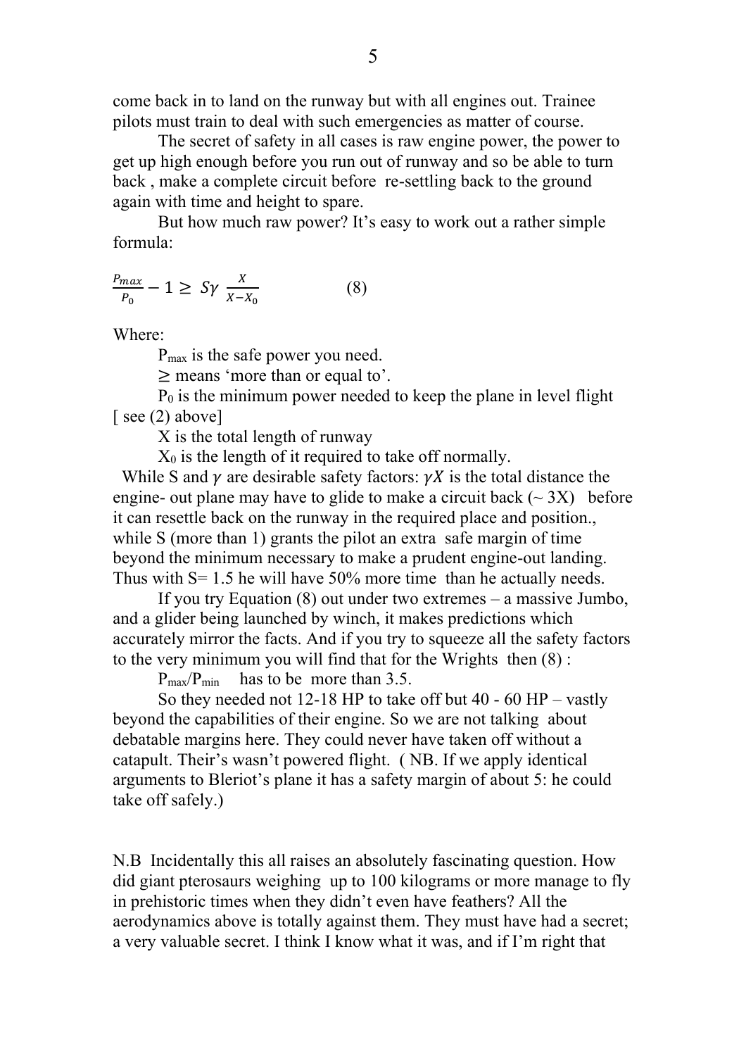come back in to land on the runway but with all engines out. Trainee pilots must train to deal with such emergencies as matter of course.

The secret of safety in all cases is raw engine power, the power to get up high enough before you run out of runway and so be able to turn back , make a complete circuit before re-settling back to the ground again with time and height to spare.

But how much raw power? It's easy to work out a rather simple formula:

$$\frac{P_{max}}{P_0} - 1 \geq S\gamma \frac{X}{X - X_0} \qquad (8)$$

Where:

$P_{max}$ is the safe power you need.

$\geq$ means 'more than or equal to'.

$P_0$ is the minimum power needed to keep the plane in level flight [ see (2) above]

X is the total length of runway

$X_0$ is the length of it required to take off normally.

While S and $\gamma$ are desirable safety factors: $\gamma X$ is the total distance the engine- out plane may have to glide to make a circuit back (~ 3X) before it can resettle back on the runway in the required place and position., while S (more than 1) grants the pilot an extra safe margin of time beyond the minimum necessary to make a prudent engine-out landing. Thus with S= 1.5 he will have 50% more time than he actually needs.

If you try Equation (8) out under two extremes – a massive Jumbo, and a glider being launched by winch, it makes predictions which accurately mirror the facts. And if you try to squeeze all the safety factors to the very minimum you will find that for the Wrights then (8) :

$P_{max}/P_{min}$ has to be more than 3.5.

So they needed not 12-18 HP to take off but 40 - 60 HP – vastly beyond the capabilities of their engine. So we are not talking about debatable margins here. They could never have taken off without a catapult. Their's wasn't powered flight. ( NB. If we apply identical arguments to Bleriot's plane it has a safety margin of about 5: he could take off safely.)

N.B Incidentally this all raises an absolutely fascinating question. How did giant pterosaurs weighing up to 100 kilograms or more manage to fly in prehistoric times when they didn't even have feathers? All the aerodynamics above is totally against them. They must have had a secret; a very valuable secret. I think I know what it was, and if I'm right that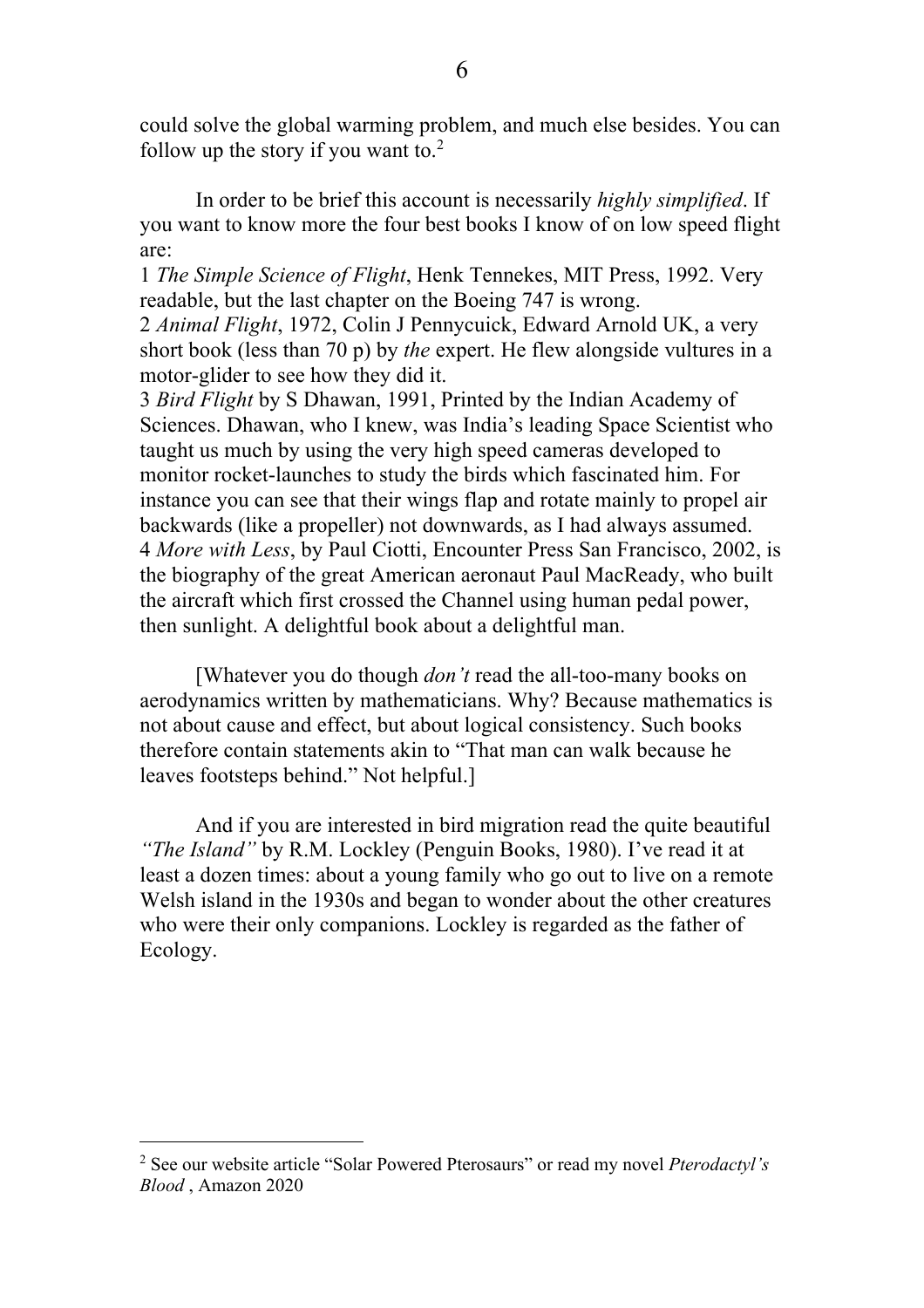could solve the global warming problem, and much else besides. You can follow up the story if you want to.[2]

In order to be brief this account is necessarily *highly simplified*. If you want to know more the four best books I know of on low speed flight are:

1 *The Simple Science of Flight*, Henk Tennekes, MIT Press, 1992. Very readable, but the last chapter on the Boeing 747 is wrong.

2 *Animal Flight*, 1972, Colin J Pennycuick, Edward Arnold UK, a very short book (less than 70 p) by *the* expert. He flew alongside vultures in a motor-glider to see how they did it.

3 *Bird Flight* by S Dhawan, 1991, Printed by the Indian Academy of Sciences. Dhawan, who I knew, was India's leading Space Scientist who taught us much by using the very high speed cameras developed to monitor rocket-launches to study the birds which fascinated him. For instance you can see that their wings flap and rotate mainly to propel air backwards (like a propeller) not downwards, as I had always assumed.

4 *More with Less*, by Paul Ciotti, Encounter Press San Francisco, 2002, is the biography of the great American aeronaut Paul MacReady, who built the aircraft which first crossed the Channel using human pedal power, then sunlight. A delightful book about a delightful man.

[Whatever you do though *don't* read the all-too-many books on aerodynamics written by mathematicians. Why? Because mathematics is not about cause and effect, but about logical consistency. Such books therefore contain statements akin to "That man can walk because he leaves footsteps behind." Not helpful.]

And if you are interested in bird migration read the quite beautiful *"The Island"* by R.M. Lockley (Penguin Books, 1980). I've read it at least a dozen times: about a young family who go out to live on a remote Welsh island in the 1930s and began to wonder about the other creatures who were their only companions. Lockley is regarded as the father of Ecology.

---

[2] See our website article "Solar Powered Pterosaurs" or read my novel *Pterodactyl's Blood* , Amazon 2020